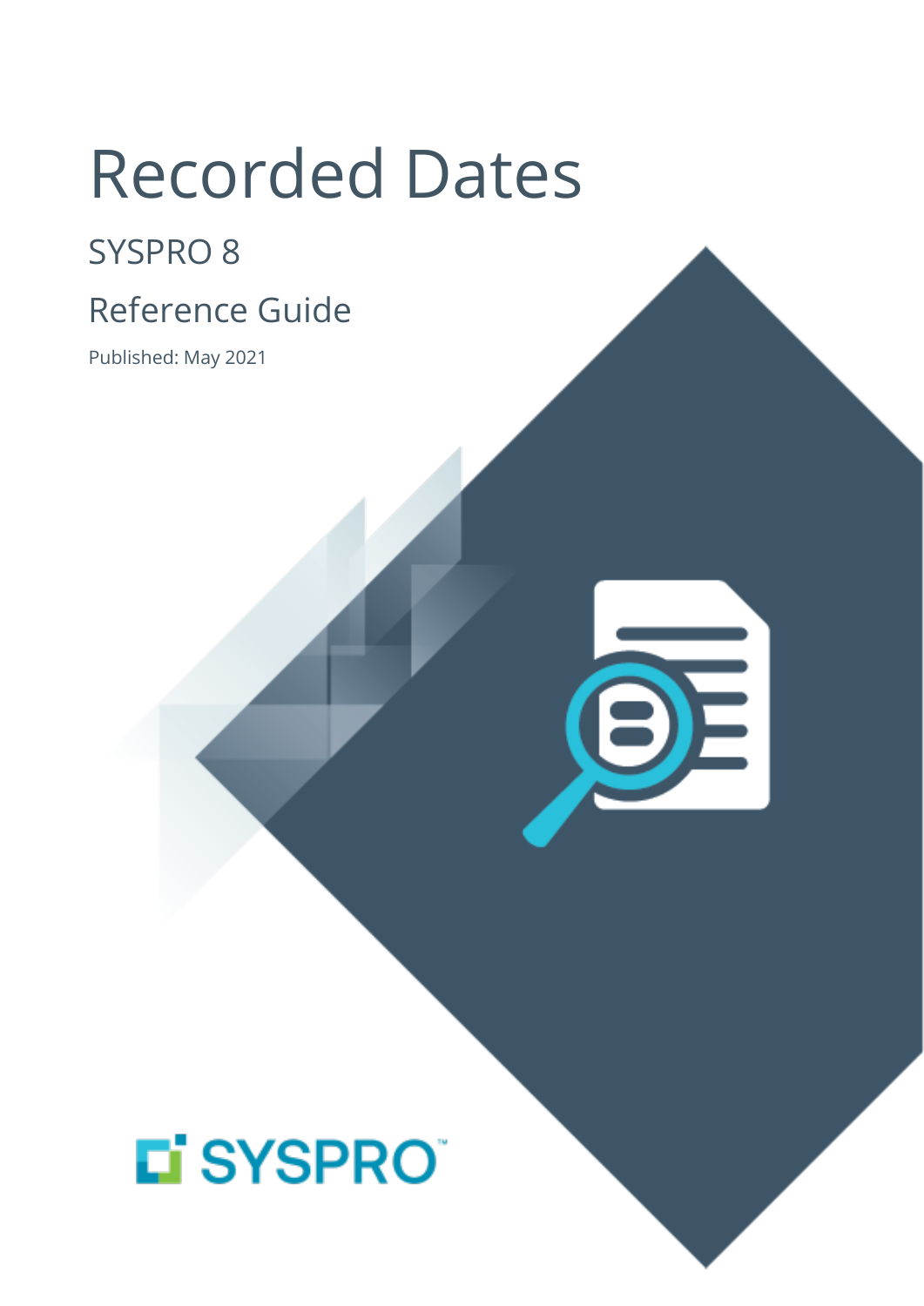# Recorded Dates

SYSPRO 8

Reference Guide

Published: May 2021

SYSPRO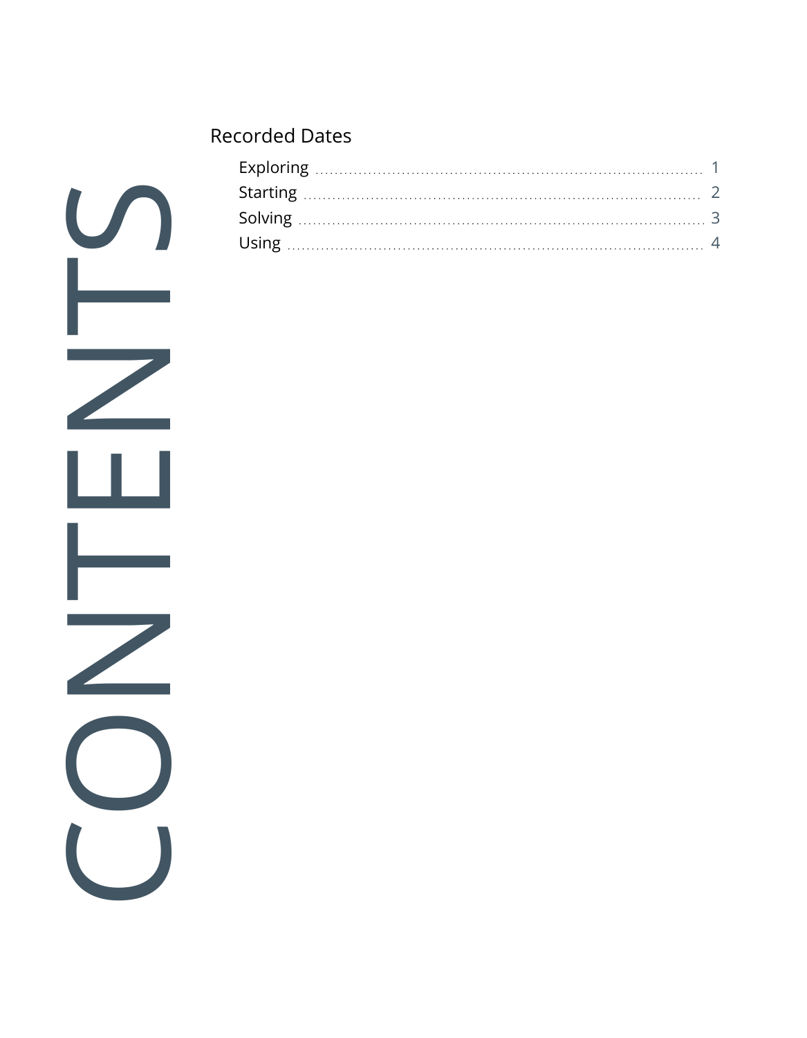# CONTENTS

## Recorded Dates

- Exploring ........ 1
- Starting ........ 2
- Solving ........ 3
- Using ........ 4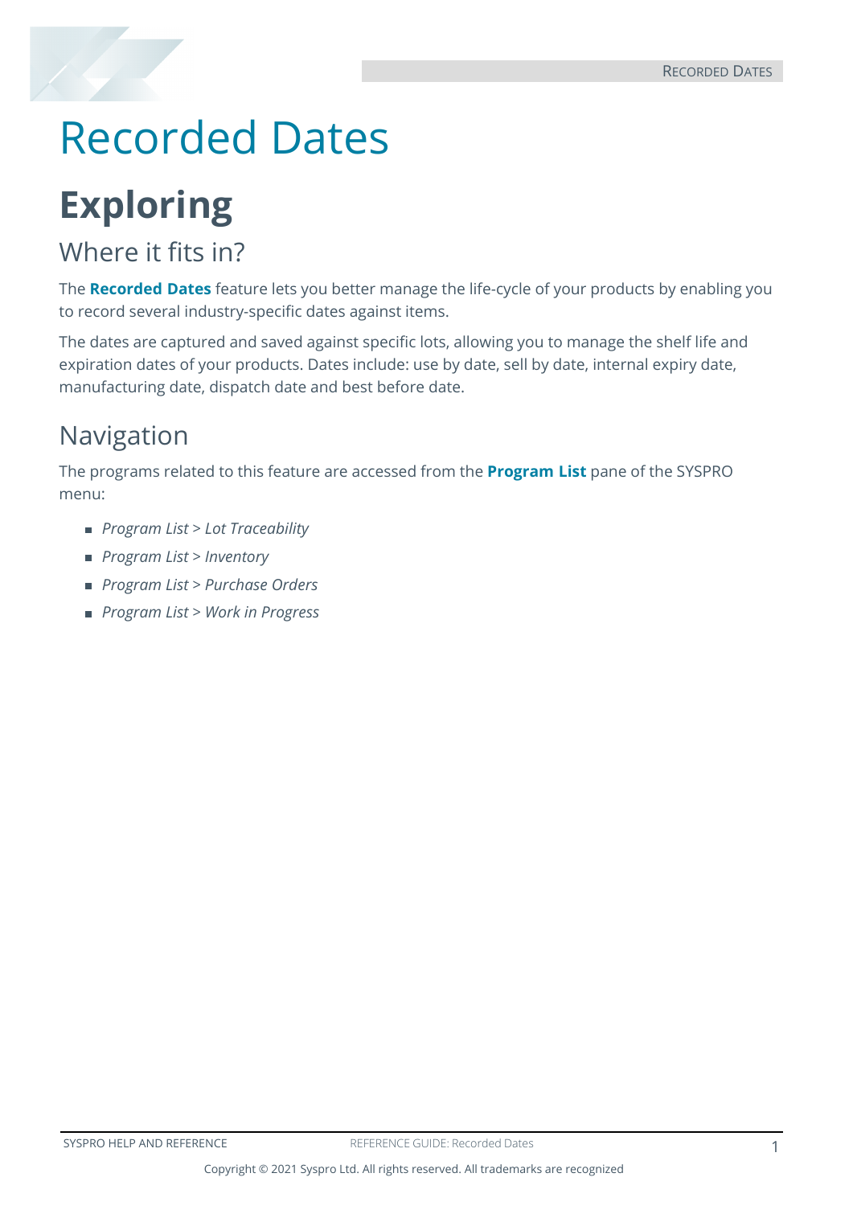# Recorded Dates

## Exploring

### Where it fits in?

The **Recorded Dates** feature lets you better manage the life-cycle of your products by enabling you to record several industry-specific dates against items.

The dates are captured and saved against specific lots, allowing you to manage the shelf life and expiration dates of your products. Dates include: use by date, sell by date, internal expiry date, manufacturing date, dispatch date and best before date.

### Navigation

The programs related to this feature are accessed from the **Program List** pane of the SYSPRO menu:

- *Program List > Lot Traceability*
- *Program List > Inventory*
- *Program List > Purchase Orders*
- *Program List > Work in Progress*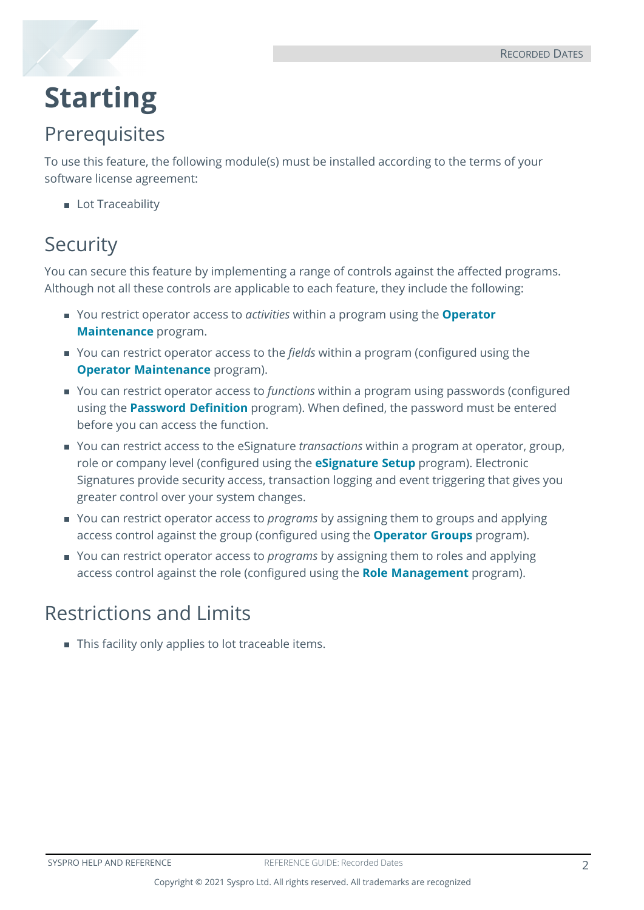# Starting

## Prerequisites

To use this feature, the following module(s) must be installed according to the terms of your software license agreement:

- Lot Traceability

## Security

You can secure this feature by implementing a range of controls against the affected programs. Although not all these controls are applicable to each feature, they include the following:

- You restrict operator access to *activities* within a program using the **Operator Maintenance** program.
- You can restrict operator access to the *fields* within a program (configured using the **Operator Maintenance** program).
- You can restrict operator access to *functions* within a program using passwords (configured using the **Password Definition** program). When defined, the password must be entered before you can access the function.
- You can restrict access to the eSignature *transactions* within a program at operator, group, role or company level (configured using the **eSignature Setup** program). Electronic Signatures provide security access, transaction logging and event triggering that gives you greater control over your system changes.
- You can restrict operator access to *programs* by assigning them to groups and applying access control against the group (configured using the **Operator Groups** program).
- You can restrict operator access to *programs* by assigning them to roles and applying access control against the role (configured using the **Role Management** program).

## Restrictions and Limits

- This facility only applies to lot traceable items.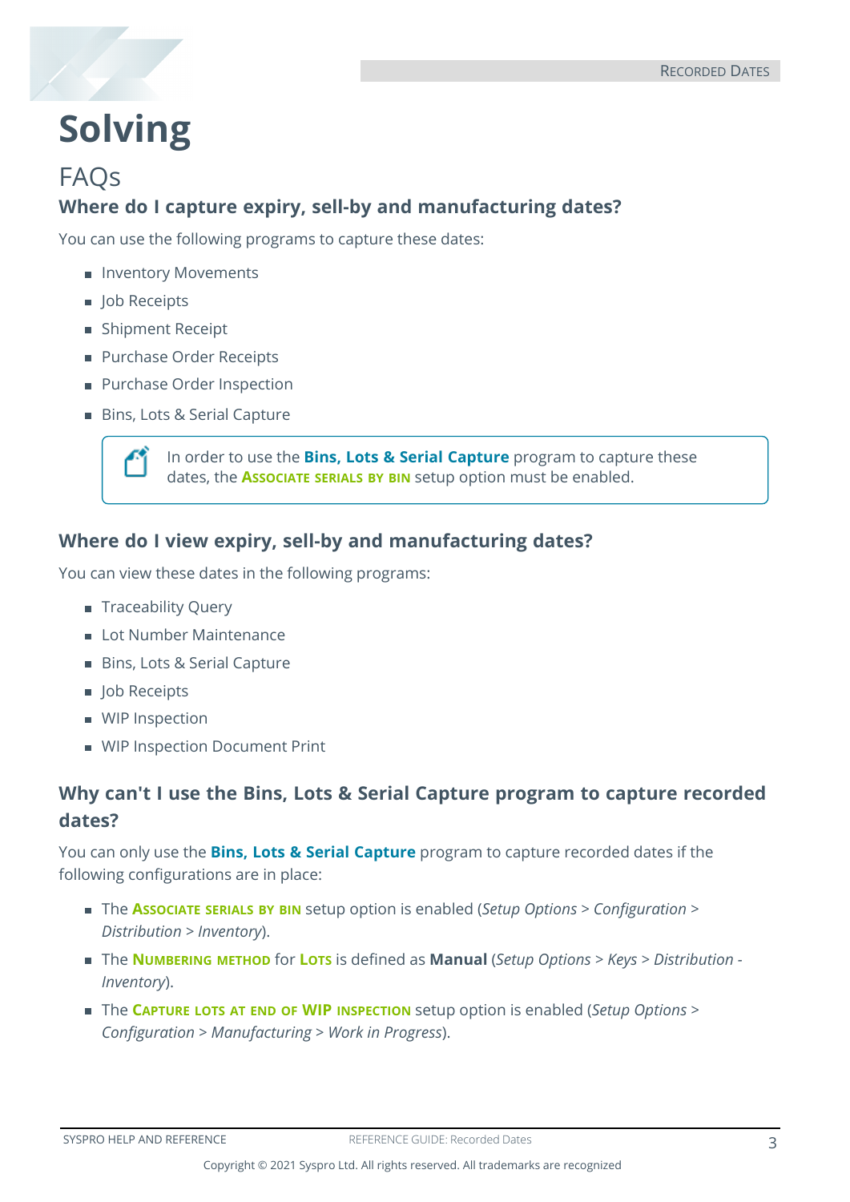# Solving

## FAQs

### Where do I capture expiry, sell-by and manufacturing dates?

You can use the following programs to capture these dates:

- Inventory Movements
- Job Receipts
- Shipment Receipt
- Purchase Order Receipts
- Purchase Order Inspection
- Bins, Lots & Serial Capture

> In order to use the **Bins, Lots & Serial Capture** program to capture these dates, the **ASSOCIATE SERIALS BY BIN** setup option must be enabled.

### Where do I view expiry, sell-by and manufacturing dates?

You can view these dates in the following programs:

- Traceability Query
- Lot Number Maintenance
- Bins, Lots & Serial Capture
- Job Receipts
- WIP Inspection
- WIP Inspection Document Print

### Why can't I use the Bins, Lots & Serial Capture program to capture recorded dates?

You can only use the **Bins, Lots & Serial Capture** program to capture recorded dates if the following configurations are in place:

- The **ASSOCIATE SERIALS BY BIN** setup option is enabled (*Setup Options* > *Configuration* > *Distribution* > *Inventory*).
- The **NUMBERING METHOD** for **LOTS** is defined as **Manual** (*Setup Options* > *Keys* > *Distribution - Inventory*).
- The **CAPTURE LOTS AT END OF WIP INSPECTION** setup option is enabled (*Setup Options* > *Configuration* > *Manufacturing* > *Work in Progress*).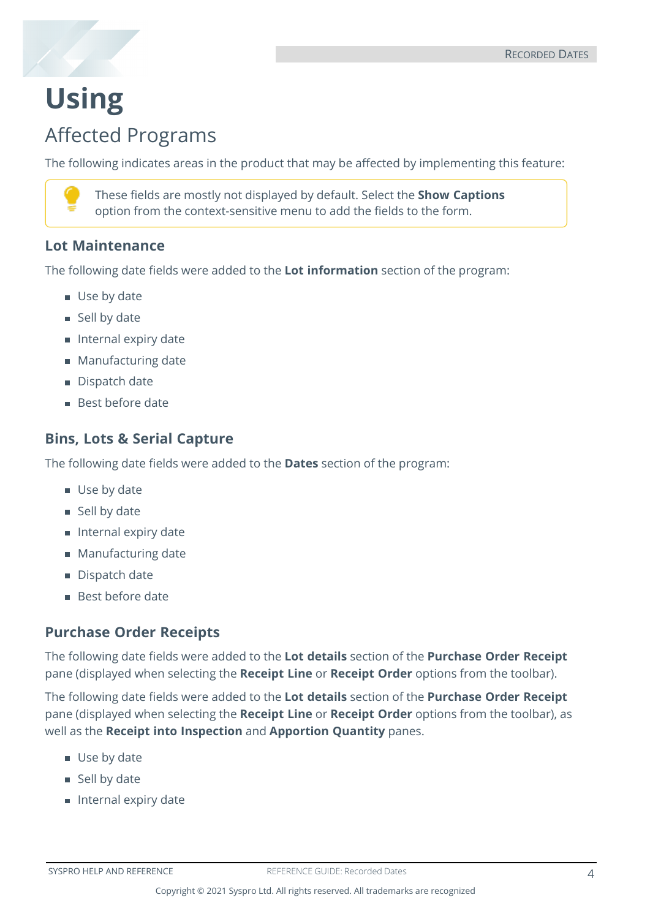# Using

## Affected Programs

The following indicates areas in the product that may be affected by implementing this feature:

> These fields are mostly not displayed by default. Select the **Show Captions** option from the context-sensitive menu to add the fields to the form.

### Lot Maintenance

The following date fields were added to the **Lot information** section of the program:

- Use by date
- Sell by date
- Internal expiry date
- Manufacturing date
- Dispatch date
- Best before date

### Bins, Lots & Serial Capture

The following date fields were added to the **Dates** section of the program:

- Use by date
- Sell by date
- Internal expiry date
- Manufacturing date
- Dispatch date
- Best before date

### Purchase Order Receipts

The following date fields were added to the **Lot details** section of the **Purchase Order Receipt** pane (displayed when selecting the **Receipt Line** or **Receipt Order** options from the toolbar).

The following date fields were added to the **Lot details** section of the **Purchase Order Receipt** pane (displayed when selecting the **Receipt Line** or **Receipt Order** options from the toolbar), as well as the **Receipt into Inspection** and **Apportion Quantity** panes.

- Use by date
- Sell by date
- Internal expiry date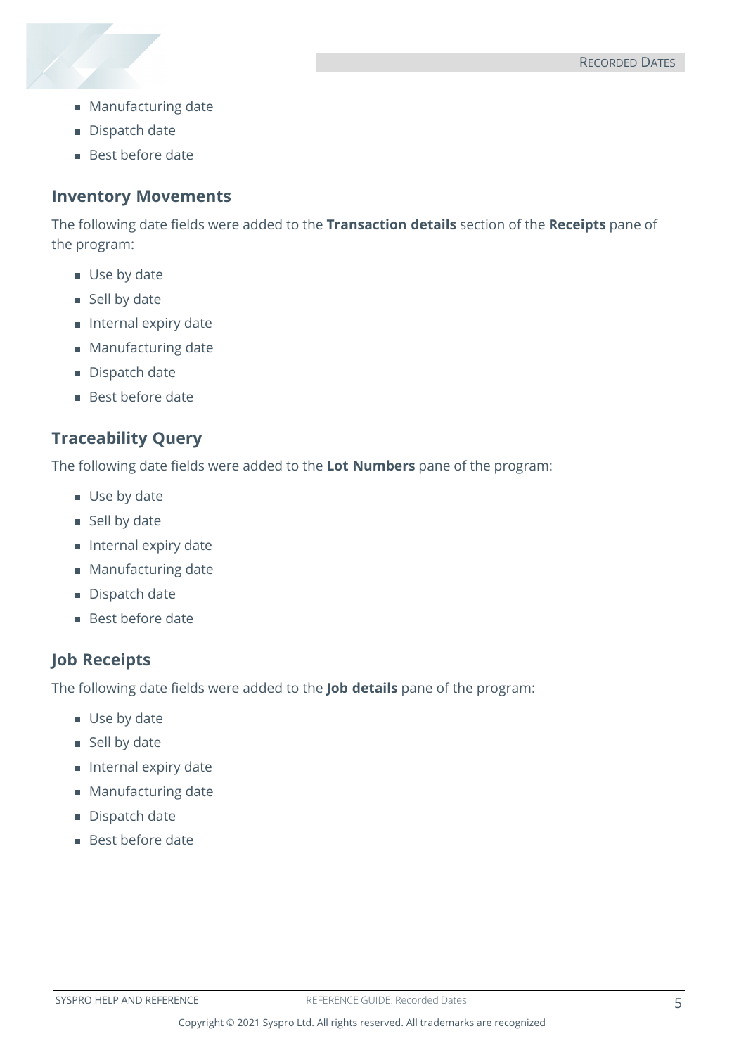- Manufacturing date
- Dispatch date
- Best before date

## Inventory Movements

The following date fields were added to the **Transaction details** section of the **Receipts** pane of the program:

- Use by date
- Sell by date
- Internal expiry date
- Manufacturing date
- Dispatch date
- Best before date

## Traceability Query

The following date fields were added to the **Lot Numbers** pane of the program:

- Use by date
- Sell by date
- Internal expiry date
- Manufacturing date
- Dispatch date
- Best before date

## Job Receipts

The following date fields were added to the **Job details** pane of the program:

- Use by date
- Sell by date
- Internal expiry date
- Manufacturing date
- Dispatch date
- Best before date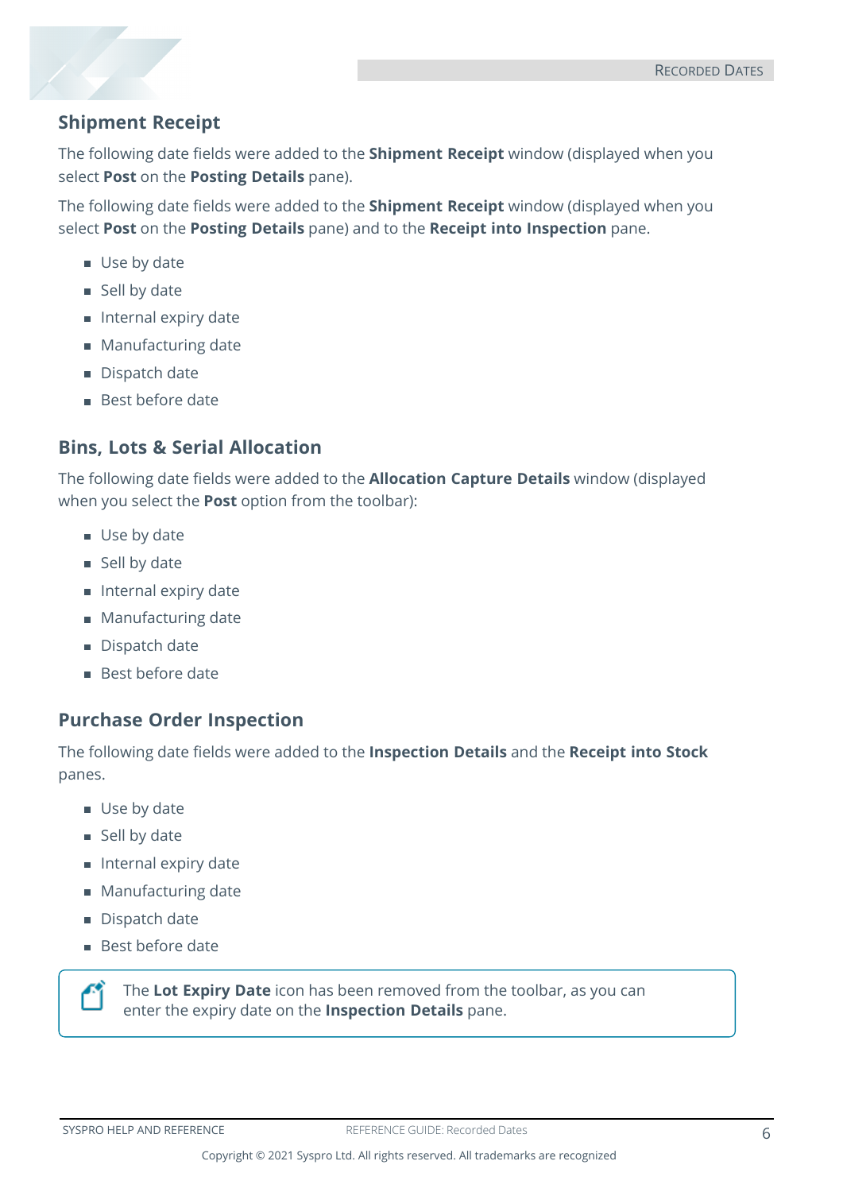## Shipment Receipt

The following date fields were added to the **Shipment Receipt** window (displayed when you select **Post** on the **Posting Details** pane).

The following date fields were added to the **Shipment Receipt** window (displayed when you select **Post** on the **Posting Details** pane) and to the **Receipt into Inspection** pane.

- Use by date
- Sell by date
- Internal expiry date
- Manufacturing date
- Dispatch date
- Best before date

## Bins, Lots & Serial Allocation

The following date fields were added to the **Allocation Capture Details** window (displayed when you select the **Post** option from the toolbar):

- Use by date
- Sell by date
- Internal expiry date
- Manufacturing date
- Dispatch date
- Best before date

## Purchase Order Inspection

The following date fields were added to the **Inspection Details** and the **Receipt into Stock** panes.

- Use by date
- Sell by date
- Internal expiry date
- Manufacturing date
- Dispatch date
- Best before date

> The **Lot Expiry Date** icon has been removed from the toolbar, as you can enter the expiry date on the **Inspection Details** pane.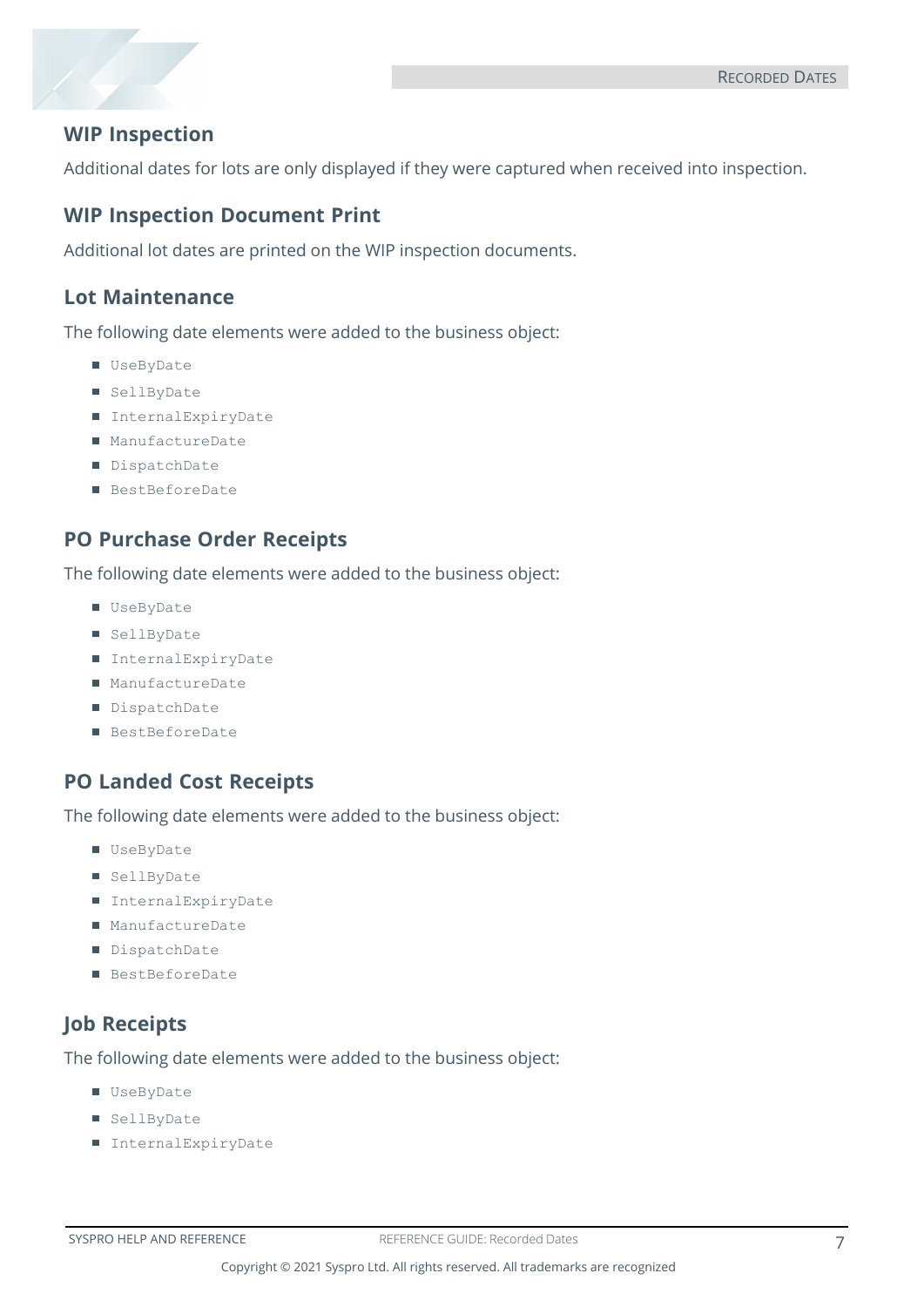## WIP Inspection

Additional dates for lots are only displayed if they were captured when received into inspection.

## WIP Inspection Document Print

Additional lot dates are printed on the WIP inspection documents.

## Lot Maintenance

The following date elements were added to the business object:

- `UseByDate`
- `SellByDate`
- `InternalExpiryDate`
- `ManufactureDate`
- `DispatchDate`
- `BestBeforeDate`

## PO Purchase Order Receipts

The following date elements were added to the business object:

- `UseByDate`
- `SellByDate`
- `InternalExpiryDate`
- `ManufactureDate`
- `DispatchDate`
- `BestBeforeDate`

## PO Landed Cost Receipts

The following date elements were added to the business object:

- `UseByDate`
- `SellByDate`
- `InternalExpiryDate`
- `ManufactureDate`
- `DispatchDate`
- `BestBeforeDate`

## Job Receipts

The following date elements were added to the business object:

- `UseByDate`
- `SellByDate`
- `InternalExpiryDate`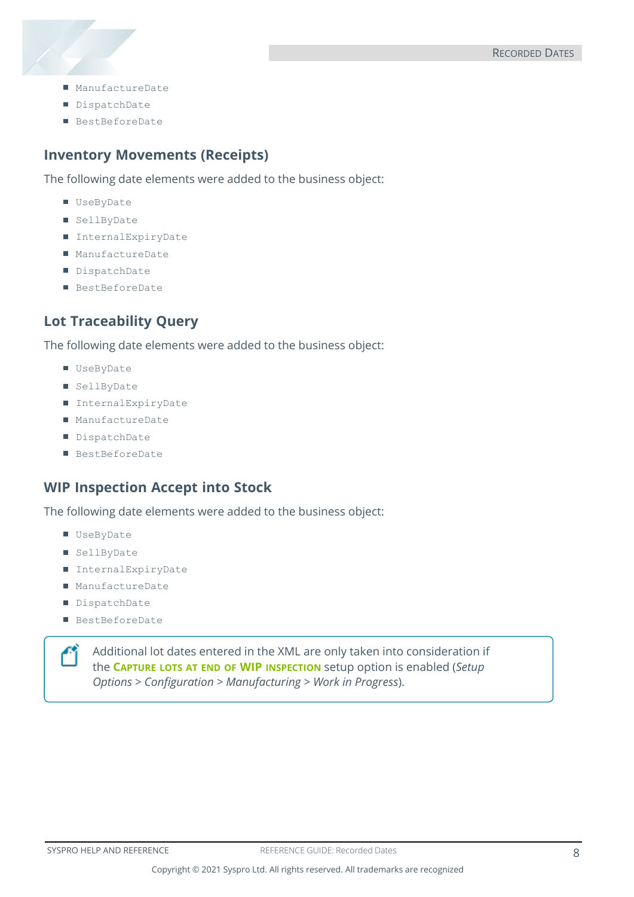- `ManufactureDate`
- `DispatchDate`
- `BestBeforeDate`

## Inventory Movements (Receipts)

The following date elements were added to the business object:

- `UseByDate`
- `SellByDate`
- `InternalExpiryDate`
- `ManufactureDate`
- `DispatchDate`
- `BestBeforeDate`

## Lot Traceability Query

The following date elements were added to the business object:

- `UseByDate`
- `SellByDate`
- `InternalExpiryDate`
- `ManufactureDate`
- `DispatchDate`
- `BestBeforeDate`

## WIP Inspection Accept into Stock

The following date elements were added to the business object:

- `UseByDate`
- `SellByDate`
- `InternalExpiryDate`
- `ManufactureDate`
- `DispatchDate`
- `BestBeforeDate`

> Additional lot dates entered in the XML are only taken into consideration if the **Capture lots at end of WIP inspection** setup option is enabled (*Setup Options > Configuration > Manufacturing > Work in Progress*).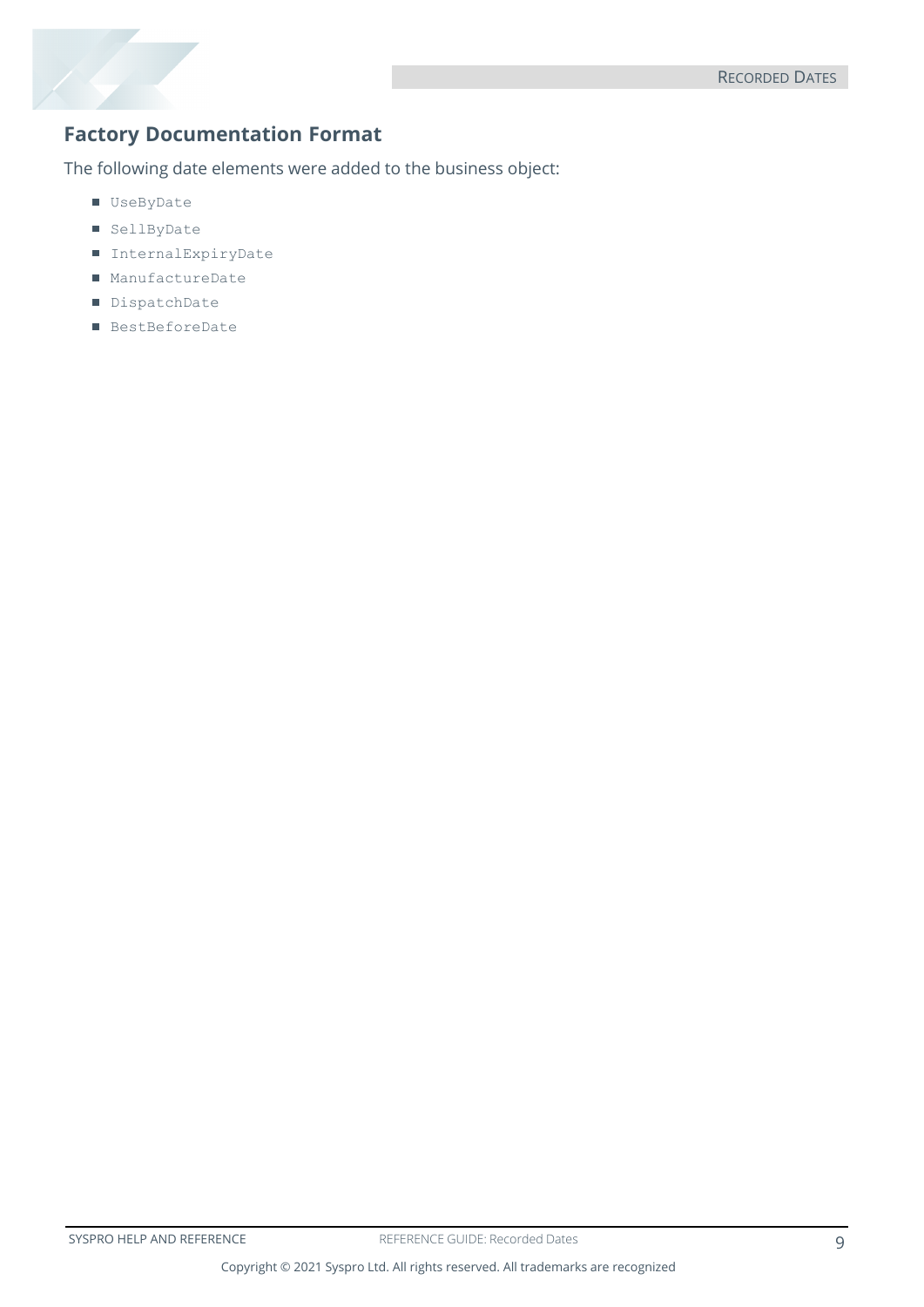## Factory Documentation Format

The following date elements were added to the business object:

- `UseByDate`
- `SellByDate`
- `InternalExpiryDate`
- `ManufactureDate`
- `DispatchDate`
- `BestBeforeDate`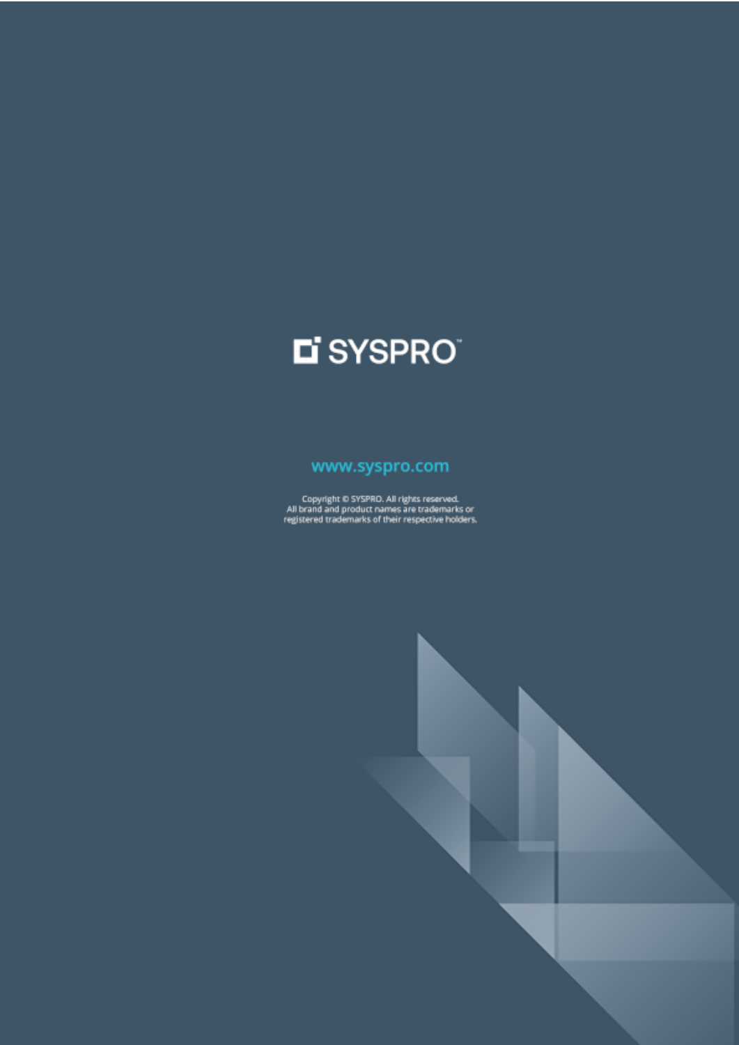SYSPRO™

www.syspro.com

Copyright © SYSPRO. All rights reserved.
All brand and product names are trademarks or
registered trademarks of their respective holders.